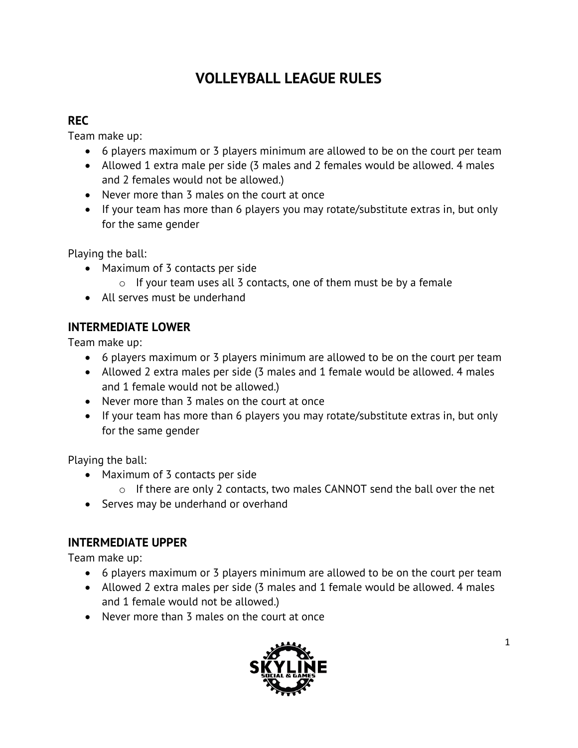# VOLLEYBALL LEAGUE RULES

## REC

Team make up:

- 6 players maximum or 3 players minimum are allowed to be on the court per team
- Allowed 1 extra male per side (3 males and 2 females would be allowed. 4 males and 2 females would not be allowed.)
- Never more than 3 males on the court at once
- If your team has more than 6 players you may rotate/substitute extras in, but only for the same gender

Playing the ball:

- Maximum of 3 contacts per side
  - If your team uses all 3 contacts, one of them must be by a female
- All serves must be underhand

## INTERMEDIATE LOWER

Team make up:

- 6 players maximum or 3 players minimum are allowed to be on the court per team
- Allowed 2 extra males per side (3 males and 1 female would be allowed. 4 males and 1 female would not be allowed.)
- Never more than 3 males on the court at once
- If your team has more than 6 players you may rotate/substitute extras in, but only for the same gender

Playing the ball:

- Maximum of 3 contacts per side
  - If there are only 2 contacts, two males CANNOT send the ball over the net
- Serves may be underhand or overhand

## INTERMEDIATE UPPER

Team make up:

- 6 players maximum or 3 players minimum are allowed to be on the court per team
- Allowed 2 extra males per side (3 males and 1 female would be allowed. 4 males and 1 female would not be allowed.)
- Never more than 3 males on the court at once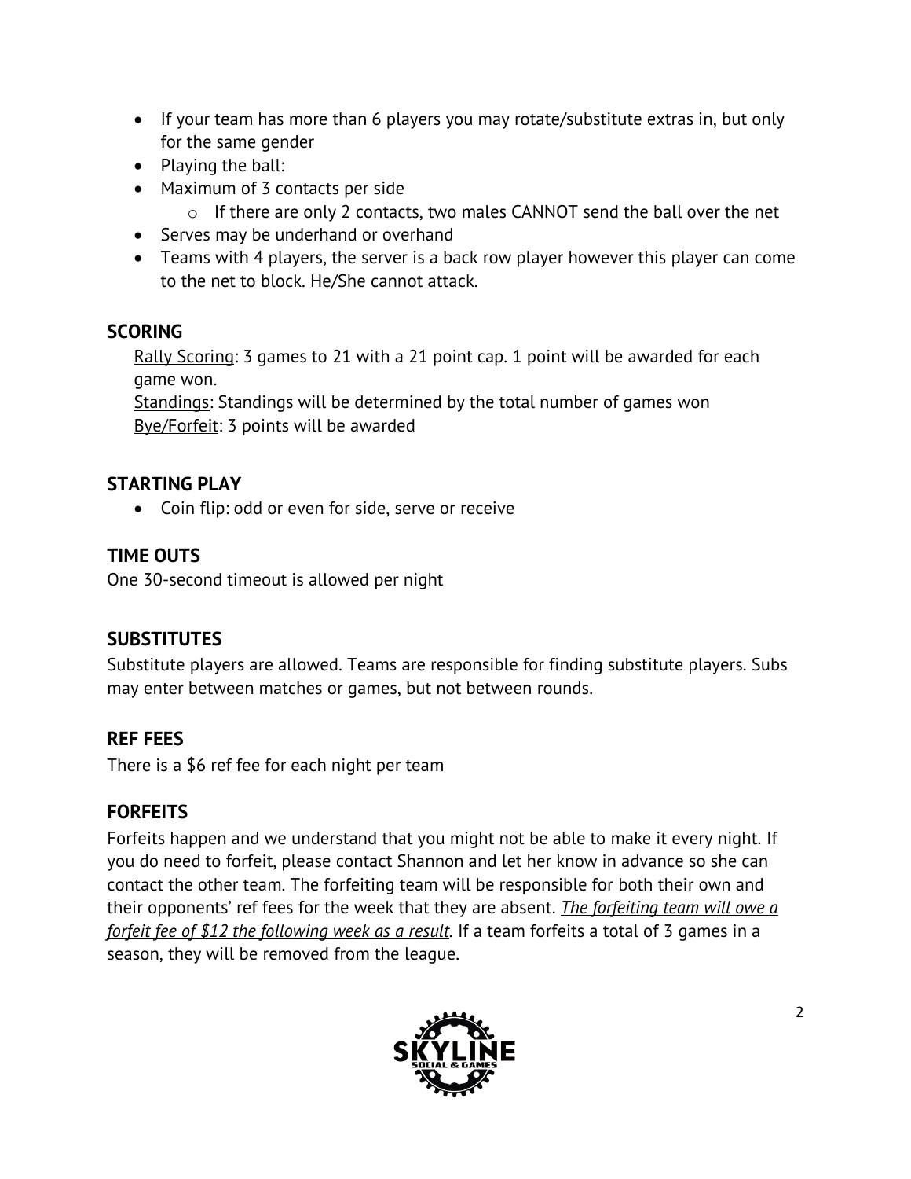- If your team has more than 6 players you may rotate/substitute extras in, but only for the same gender
- Playing the ball:
- Maximum of 3 contacts per side
    - If there are only 2 contacts, two males CANNOT send the ball over the net
- Serves may be underhand or overhand
- Teams with 4 players, the server is a back row player however this player can come to the net to block. He/She cannot attack.

## SCORING

Rally Scoring: 3 games to 21 with a 21 point cap. 1 point will be awarded for each game won.
Standings: Standings will be determined by the total number of games won
Bye/Forfeit: 3 points will be awarded

## STARTING PLAY

- Coin flip: odd or even for side, serve or receive

## TIME OUTS

One 30-second timeout is allowed per night

## SUBSTITUTES

Substitute players are allowed. Teams are responsible for finding substitute players. Subs may enter between matches or games, but not between rounds.

## REF FEES

There is a $6 ref fee for each night per team

## FORFEITS

Forfeits happen and we understand that you might not be able to make it every night. If you do need to forfeit, please contact Shannon and let her know in advance so she can contact the other team. The forfeiting team will be responsible for both their own and their opponents' ref fees for the week that they are absent. *The forfeiting team will owe a forfeit fee of $12 the following week as a result.* If a team forfeits a total of 3 games in a season, they will be removed from the league.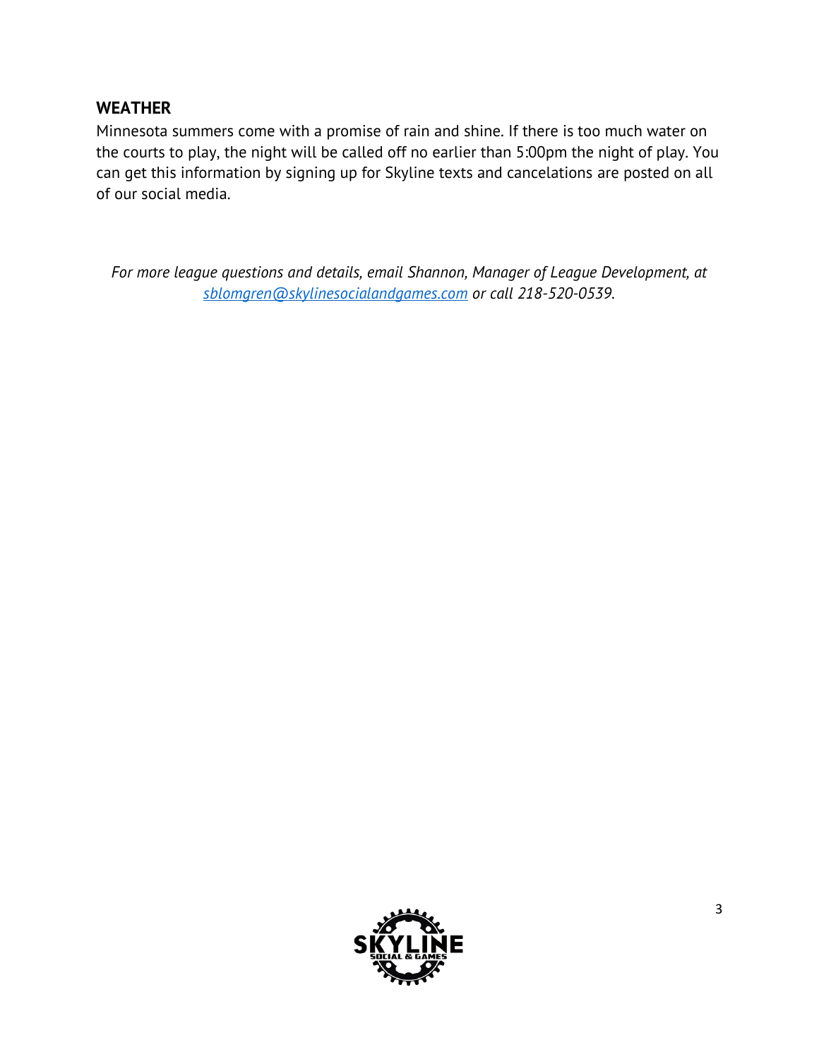## WEATHER

Minnesota summers come with a promise of rain and shine. If there is too much water on the courts to play, the night will be called off no earlier than 5:00pm the night of play. You can get this information by signing up for Skyline texts and cancelations are posted on all of our social media.

*For more league questions and details, email Shannon, Manager of League Development, at [sblomgren@skylinesocialandgames.com](mailto:sblomgren@skylinesocialandgames.com) or call 218-520-0539.*